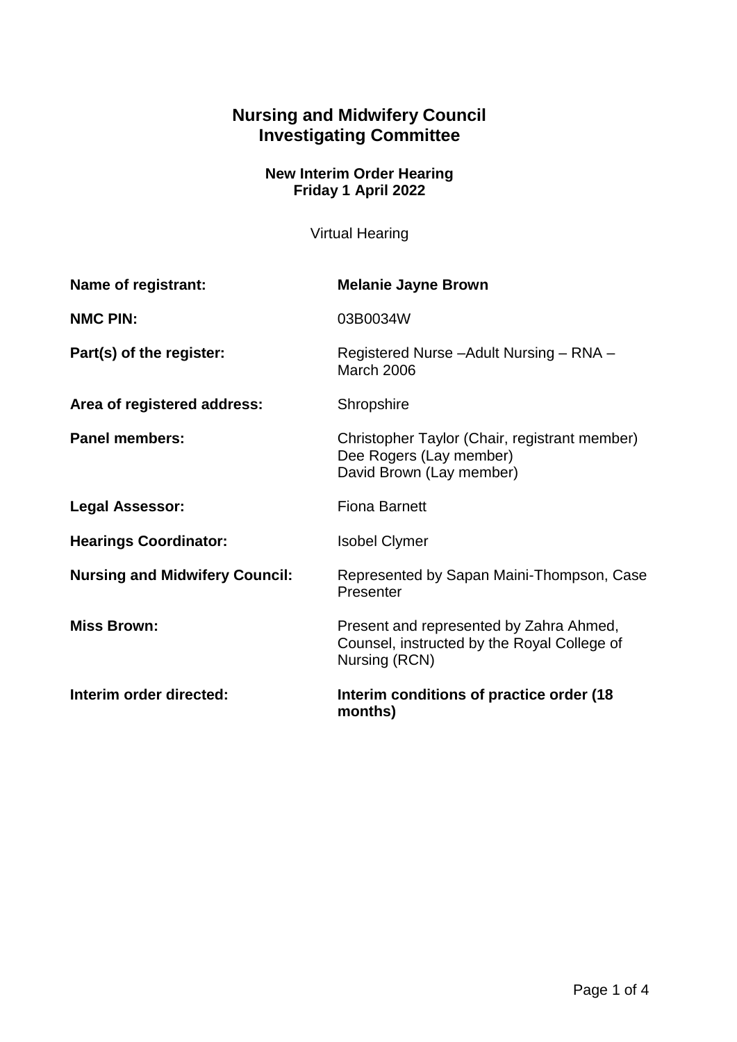# Nursing and Midwifery Council
# Investigating Committee

**New Interim Order Hearing**
**Friday 1 April 2022**

Virtual Hearing

| | |
|---|---|
| **Name of registrant:** | **Melanie Jayne Brown** |
| **NMC PIN:** | 03B0034W |
| **Part(s) of the register:** | Registered Nurse –Adult Nursing – RNA – March 2006 |
| **Area of registered address:** | Shropshire |
| **Panel members:** | Christopher Taylor (Chair, registrant member)<br>Dee Rogers (Lay member)<br>David Brown (Lay member) |
| **Legal Assessor:** | Fiona Barnett |
| **Hearings Coordinator:** | Isobel Clymer |
| **Nursing and Midwifery Council:** | Represented by Sapan Maini-Thompson, Case Presenter |
| **Miss Brown:** | Present and represented by Zahra Ahmed, Counsel, instructed by the Royal College of Nursing (RCN) |
| **Interim order directed:** | **Interim conditions of practice order (18 months)** |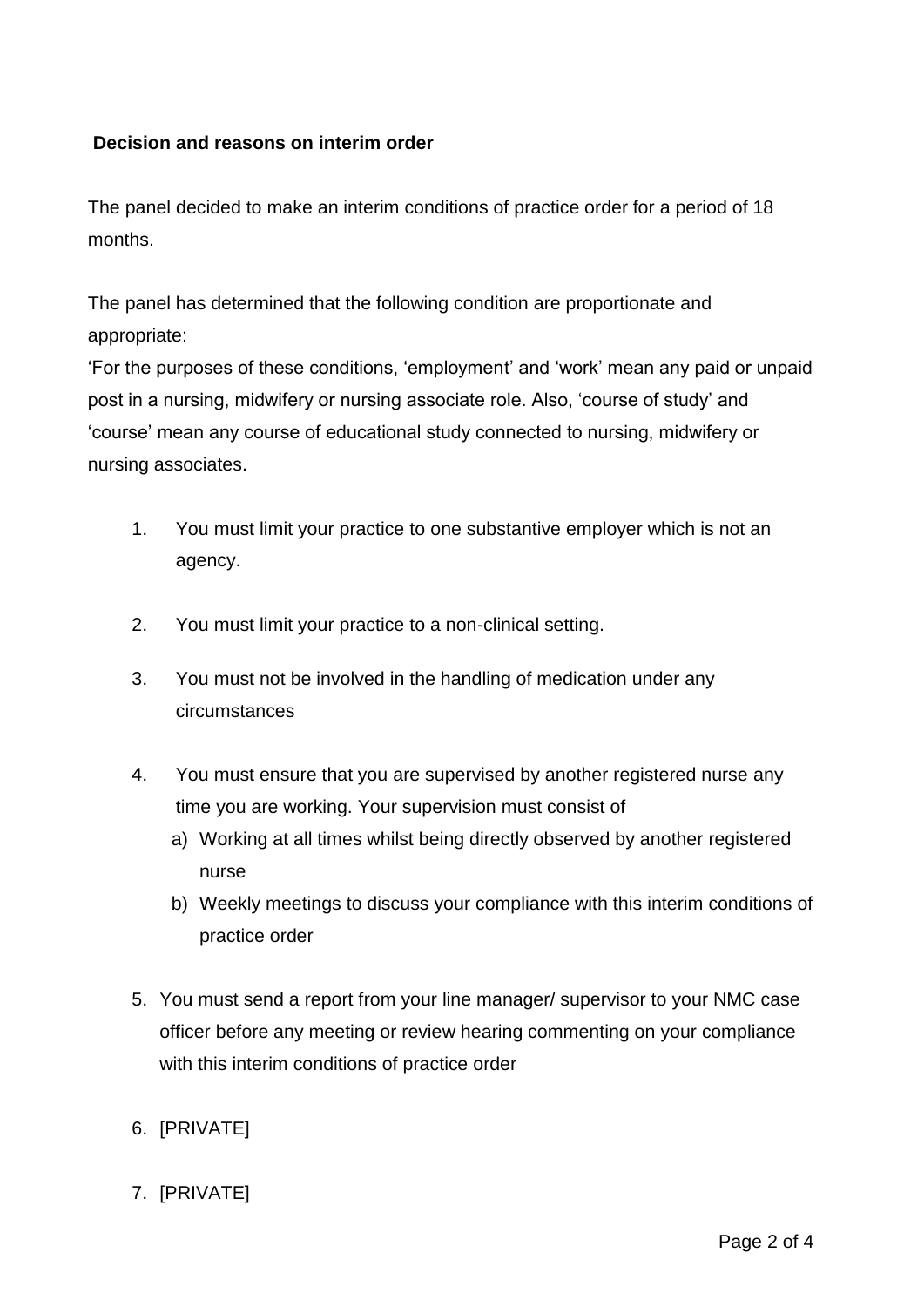**Decision and reasons on interim order**

The panel decided to make an interim conditions of practice order for a period of 18 months.

The panel has determined that the following condition are proportionate and appropriate:

'For the purposes of these conditions, 'employment' and 'work' mean any paid or unpaid post in a nursing, midwifery or nursing associate role. Also, 'course of study' and 'course' mean any course of educational study connected to nursing, midwifery or nursing associates.

1. You must limit your practice to one substantive employer which is not an agency.

2. You must limit your practice to a non-clinical setting.

3. You must not be involved in the handling of medication under any circumstances

4. You must ensure that you are supervised by another registered nurse any time you are working. Your supervision must consist of
   a) Working at all times whilst being directly observed by another registered nurse
   b) Weekly meetings to discuss your compliance with this interim conditions of practice order

5. You must send a report from your line manager/ supervisor to your NMC case officer before any meeting or review hearing commenting on your compliance with this interim conditions of practice order

6. [PRIVATE]

7. [PRIVATE]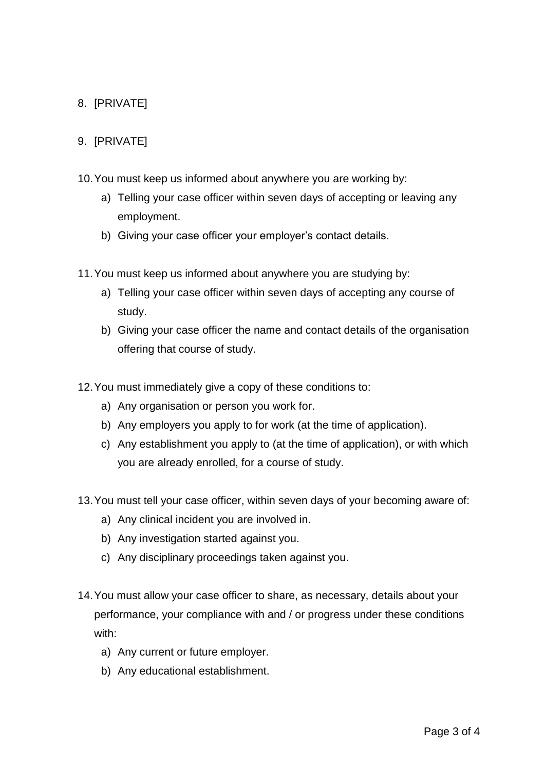8. [PRIVATE]

9. [PRIVATE]

10. You must keep us informed about anywhere you are working by:
    a) Telling your case officer within seven days of accepting or leaving any employment.
    b) Giving your case officer your employer's contact details.

11. You must keep us informed about anywhere you are studying by:
    a) Telling your case officer within seven days of accepting any course of study.
    b) Giving your case officer the name and contact details of the organisation offering that course of study.

12. You must immediately give a copy of these conditions to:
    a) Any organisation or person you work for.
    b) Any employers you apply to for work (at the time of application).
    c) Any establishment you apply to (at the time of application), or with which you are already enrolled, for a course of study.

13. You must tell your case officer, within seven days of your becoming aware of:
    a) Any clinical incident you are involved in.
    b) Any investigation started against you.
    c) Any disciplinary proceedings taken against you.

14. You must allow your case officer to share, as necessary, details about your performance, your compliance with and / or progress under these conditions with:
    a) Any current or future employer.
    b) Any educational establishment.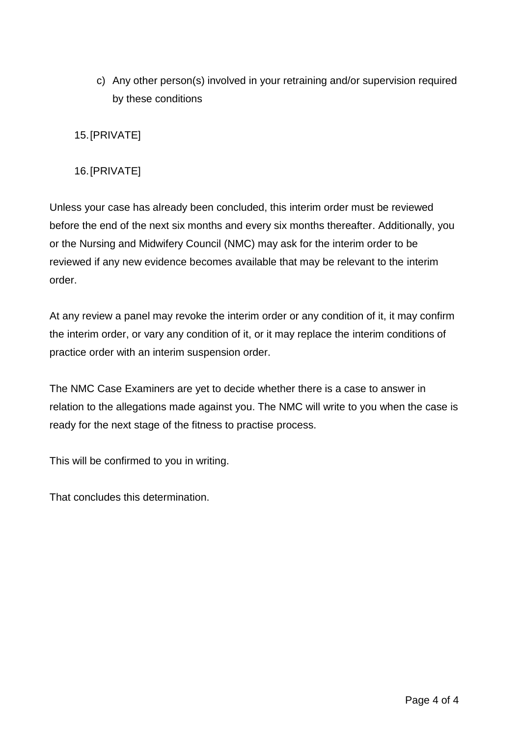c) Any other person(s) involved in your retraining and/or supervision required by these conditions

15. [PRIVATE]

16. [PRIVATE]

Unless your case has already been concluded, this interim order must be reviewed before the end of the next six months and every six months thereafter. Additionally, you or the Nursing and Midwifery Council (NMC) may ask for the interim order to be reviewed if any new evidence becomes available that may be relevant to the interim order.

At any review a panel may revoke the interim order or any condition of it, it may confirm the interim order, or vary any condition of it, or it may replace the interim conditions of practice order with an interim suspension order.

The NMC Case Examiners are yet to decide whether there is a case to answer in relation to the allegations made against you. The NMC will write to you when the case is ready for the next stage of the fitness to practise process.

This will be confirmed to you in writing.

That concludes this determination.